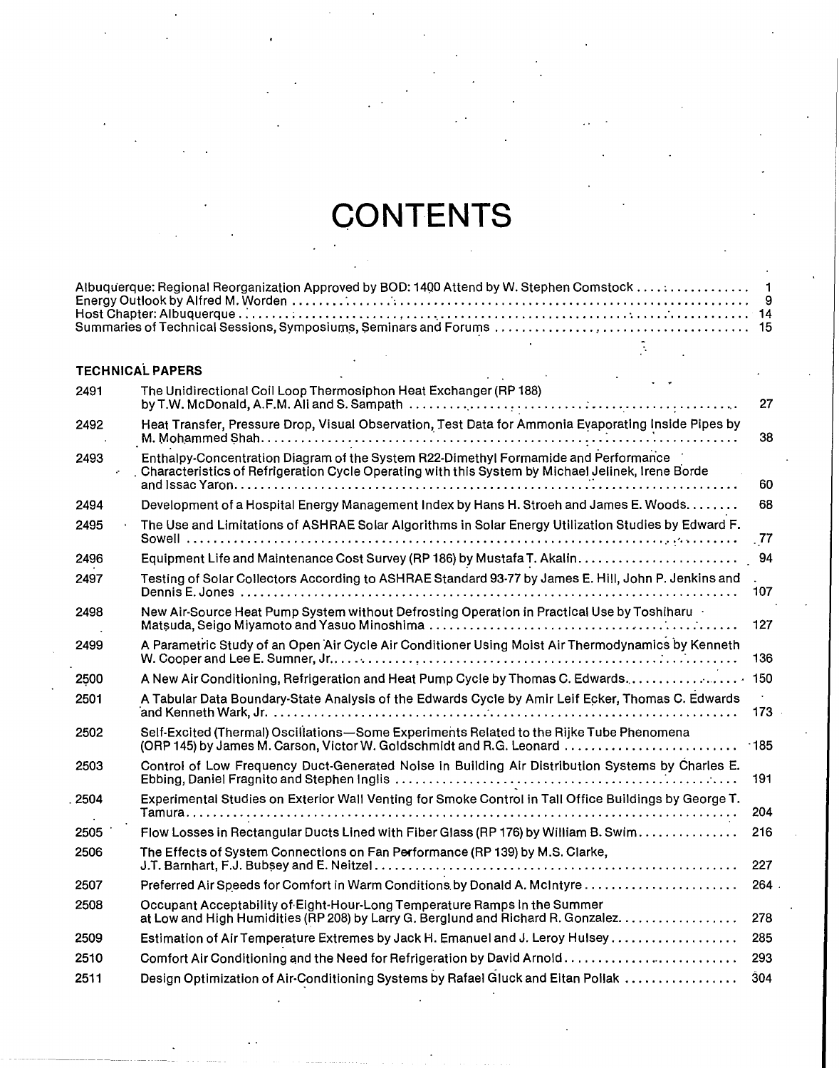# CONTENTS

Albuquerque: Regional Reorganization Approved by BOD: 1400 Attend by W. Stephen Comstock .......... 1
Energy Outlook by Alfred M. Worden .......... 9
Host Chapter: Albuquerque .......... 14
Summaries of Technical Sessions, Symposiums, Seminars and Forums .......... 15

## TECHNICAL PAPERS

| | | |
|---|---|---|
| 2491 | The Unidirectional Coil Loop Thermosiphon Heat Exchanger (RP 188) by T.W. McDonald, A.F.M. Ali and S. Sampath | 27 |
| 2492 | Heat Transfer, Pressure Drop, Visual Observation, Test Data for Ammonia Evaporating Inside Pipes by M. Mohammed Shah | 38 |
| 2493 | Enthalpy-Concentration Diagram of the System R22-Dimethyl Formamide and Performance Characteristics of Refrigeration Cycle Operating with this System by Michael Jelinek, Irene Borde and Issac Yaron | 60 |
| 2494 | Development of a Hospital Energy Management Index by Hans H. Stroeh and James E. Woods | 68 |
| 2495 | The Use and Limitations of ASHRAE Solar Algorithms in Solar Energy Utilization Studies by Edward F. Sowell | 77 |
| 2496 | Equipment Life and Maintenance Cost Survey (RP 186) by Mustafa T. Akalin | 94 |
| 2497 | Testing of Solar Collectors According to ASHRAE Standard 93-77 by James E. Hill, John P. Jenkins and Dennis E. Jones | 107 |
| 2498 | New Air-Source Heat Pump System without Defrosting Operation in Practical Use by Toshiharu Matsuda, Seigo Miyamoto and Yasuo Minoshima | 127 |
| 2499 | A Parametric Study of an Open Air Cycle Air Conditioner Using Moist Air Thermodynamics by Kenneth W. Cooper and Lee E. Sumner, Jr. | 136 |
| 2500 | A New Air Conditioning, Refrigeration and Heat Pump Cycle by Thomas C. Edwards | 150 |
| 2501 | A Tabular Data Boundary-State Analysis of the Edwards Cycle by Amir Leif Ecker, Thomas C. Edwards and Kenneth Wark, Jr. | 173 |
| 2502 | Self-Excited (Thermal) Oscillations—Some Experiments Related to the Rijke Tube Phenomena (ORP 145) by James M. Carson, Victor W. Goldschmidt and R.G. Leonard | 185 |
| 2503 | Control of Low Frequency Duct-Generated Noise in Building Air Distribution Systems by Charles E. Ebbing, Daniel Fragnito and Stephen Inglis | 191 |
| 2504 | Experimental Studies on Exterior Wall Venting for Smoke Control in Tall Office Buildings by George T. Tamura | 204 |
| 2505 | Flow Losses in Rectangular Ducts Lined with Fiber Glass (RP 176) by William B. Swim | 216 |
| 2506 | The Effects of System Connections on Fan Performance (RP 139) by M.S. Clarke, J.T. Barnhart, F.J. Bubsey and E. Neitzel | 227 |
| 2507 | Preferred Air Speeds for Comfort in Warm Conditions by Donald A. McIntyre | 264 |
| 2508 | Occupant Acceptability of Eight-Hour-Long Temperature Ramps in the Summer at Low and High Humidities (RP 208) by Larry G. Berglund and Richard R. Gonzalez | 278 |
| 2509 | Estimation of Air Temperature Extremes by Jack H. Emanuel and J. Leroy Hulsey | 285 |
| 2510 | Comfort Air Conditioning and the Need for Refrigeration by David Arnold | 293 |
| 2511 | Design Optimization of Air-Conditioning Systems by Rafael Gluck and Eitan Pollak | 304 |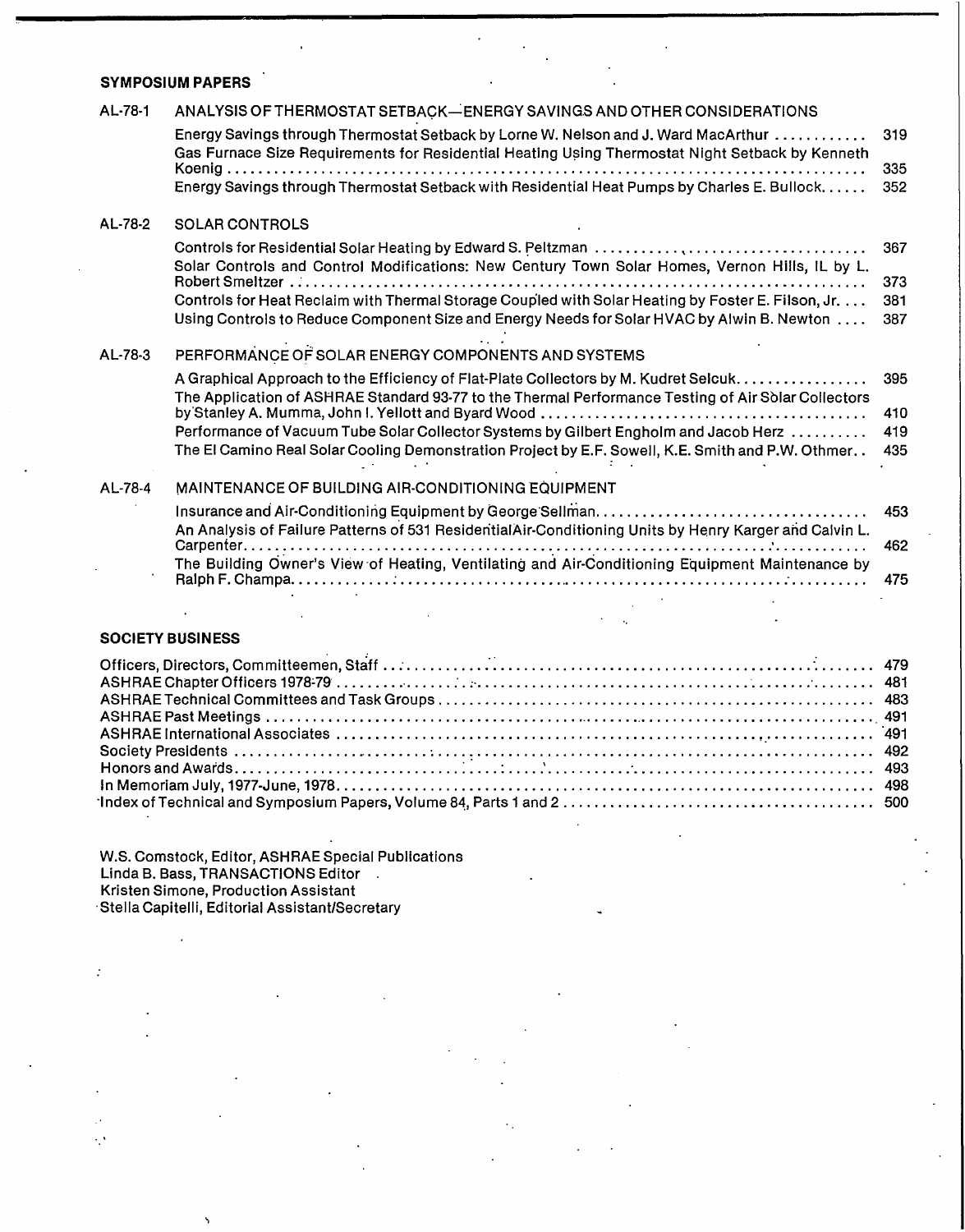## SYMPOSIUM PAPERS

**AL-78-1 ANALYSIS OF THERMOSTAT SETBACK—ENERGY SAVINGS AND OTHER CONSIDERATIONS**

- Energy Savings through Thermostat Setback by Lorne W. Nelson and J. Ward MacArthur ............ 319
- Gas Furnace Size Requirements for Residential Heating Using Thermostat Night Setback by Kenneth Koenig ............ 335
- Energy Savings through Thermostat Setback with Residential Heat Pumps by Charles E. Bullock...... 352

**AL-78-2 SOLAR CONTROLS**

- Controls for Residential Solar Heating by Edward S. Peltzman ............ 367
- Solar Controls and Control Modifications: New Century Town Solar Homes, Vernon Hills, IL by L. Robert Smeltzer ............ 373
- Controls for Heat Reclaim with Thermal Storage Coupled with Solar Heating by Foster E. Filson, Jr. .... 381
- Using Controls to Reduce Component Size and Energy Needs for Solar HVAC by Alwin B. Newton .... 387

**AL-78-3 PERFORMANCE OF SOLAR ENERGY COMPONENTS AND SYSTEMS**

- A Graphical Approach to the Efficiency of Flat-Plate Collectors by M. Kudret Selcuk................ 395
- The Application of ASHRAE Standard 93-77 to the Thermal Performance Testing of Air Solar Collectors by Stanley A. Mumma, John I. Yellott and Byard Wood ............ 410
- Performance of Vacuum Tube Solar Collector Systems by Gilbert Engholm and Jacob Herz .......... 419
- The El Camino Real Solar Cooling Demonstration Project by E.F. Sowell, K.E. Smith and P.W. Othmer.. 435

**AL-78-4 MAINTENANCE OF BUILDING AIR-CONDITIONING EQUIPMENT**

- Insurance and Air-Conditioning Equipment by George Sellman............ 453
- An Analysis of Failure Patterns of 531 Residential Air-Conditioning Units by Henry Karger and Calvin L. Carpenter............ 462
- The Building Owner's View of Heating, Ventilating and Air-Conditioning Equipment Maintenance by Ralph F. Champa............ 475

## SOCIETY BUSINESS

- Officers, Directors, Committeemen, Staff ............ 479
- ASHRAE Chapter Officers 1978-79 ............ 481
- ASHRAE Technical Committees and Task Groups ............ 483
- ASHRAE Past Meetings ............ 491
- ASHRAE International Associates ............ 491
- Society Presidents ............ 492
- Honors and Awards............ 493
- In Memoriam July, 1977-June, 1978............ 498
- Index of Technical and Symposium Papers, Volume 84, Parts 1 and 2 ............ 500

W.S. Comstock, Editor, ASHRAE Special Publications
Linda B. Bass, TRANSACTIONS Editor
Kristen Simone, Production Assistant
Stella Capitelli, Editorial Assistant/Secretary